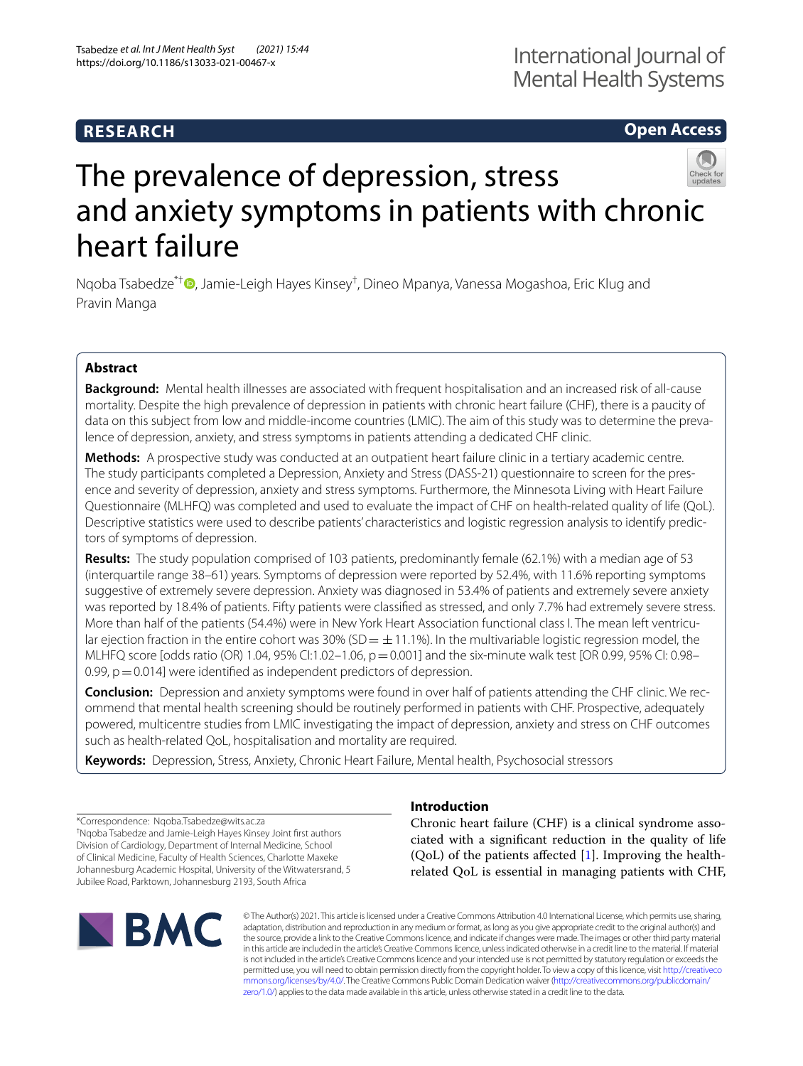RESEARCH

Open Access

# The prevalence of depression, stress and anxiety symptoms in patients with chronic heart failure

Nqoba Tsabedze[*†], Jamie-Leigh Hayes Kinsey[†], Dineo Mpanya, Vanessa Mogashoa, Eric Klug and Pravin Manga

## Abstract

**Background:** Mental health illnesses are associated with frequent hospitalisation and an increased risk of all-cause mortality. Despite the high prevalence of depression in patients with chronic heart failure (CHF), there is a paucity of data on this subject from low and middle-income countries (LMIC). The aim of this study was to determine the prevalence of depression, anxiety, and stress symptoms in patients attending a dedicated CHF clinic.

**Methods:** A prospective study was conducted at an outpatient heart failure clinic in a tertiary academic centre. The study participants completed a Depression, Anxiety and Stress (DASS-21) questionnaire to screen for the presence and severity of depression, anxiety and stress symptoms. Furthermore, the Minnesota Living with Heart Failure Questionnaire (MLHFQ) was completed and used to evaluate the impact of CHF on health-related quality of life (QoL). Descriptive statistics were used to describe patients' characteristics and logistic regression analysis to identify predictors of symptoms of depression.

**Results:** The study population comprised of 103 patients, predominantly female (62.1%) with a median age of 53 (interquartile range 38–61) years. Symptoms of depression were reported by 52.4%, with 11.6% reporting symptoms suggestive of extremely severe depression. Anxiety was diagnosed in 53.4% of patients and extremely severe anxiety was reported by 18.4% of patients. Fifty patients were classified as stressed, and only 7.7% had extremely severe stress. More than half of the patients (54.4%) were in New York Heart Association functional class I. The mean left ventricular ejection fraction in the entire cohort was 30% (SD = ± 11.1%). In the multivariable logistic regression model, the MLHFQ score [odds ratio (OR) 1.04, 95% CI:1.02–1.06, p = 0.001] and the six-minute walk test [OR 0.99, 95% CI: 0.98–0.99, p = 0.014] were identified as independent predictors of depression.

**Conclusion:** Depression and anxiety symptoms were found in over half of patients attending the CHF clinic. We recommend that mental health screening should be routinely performed in patients with CHF. Prospective, adequately powered, multicentre studies from LMIC investigating the impact of depression, anxiety and stress on CHF outcomes such as health-related QoL, hospitalisation and mortality are required.

**Keywords:** Depression, Stress, Anxiety, Chronic Heart Failure, Mental health, Psychosocial stressors

*Correspondence: Nqoba.Tsabedze@wits.ac.za
[†]Nqoba Tsabedze and Jamie-Leigh Hayes Kinsey Joint first authors
Division of Cardiology, Department of Internal Medicine, School of Clinical Medicine, Faculty of Health Sciences, Charlotte Maxeke Johannesburg Academic Hospital, University of the Witwatersrand, 5 Jubilee Road, Parktown, Johannesburg 2193, South Africa

## Introduction

Chronic heart failure (CHF) is a clinical syndrome associated with a significant reduction in the quality of life (QoL) of the patients affected [1]. Improving the health-related QoL is essential in managing patients with CHF,

© The Author(s) 2021. This article is licensed under a Creative Commons Attribution 4.0 International License, which permits use, sharing, adaptation, distribution and reproduction in any medium or format, as long as you give appropriate credit to the original author(s) and the source, provide a link to the Creative Commons licence, and indicate if changes were made. The images or other third party material in this article are included in the article's Creative Commons licence, unless indicated otherwise in a credit line to the material. If material is not included in the article's Creative Commons licence and your intended use is not permitted by statutory regulation or exceeds the permitted use, you will need to obtain permission directly from the copyright holder. To view a copy of this licence, visit http://creativecommons.org/licenses/by/4.0/. The Creative Commons Public Domain Dedication waiver (http://creativecommons.org/publicdomain/zero/1.0/) applies to the data made available in this article, unless otherwise stated in a credit line to the data.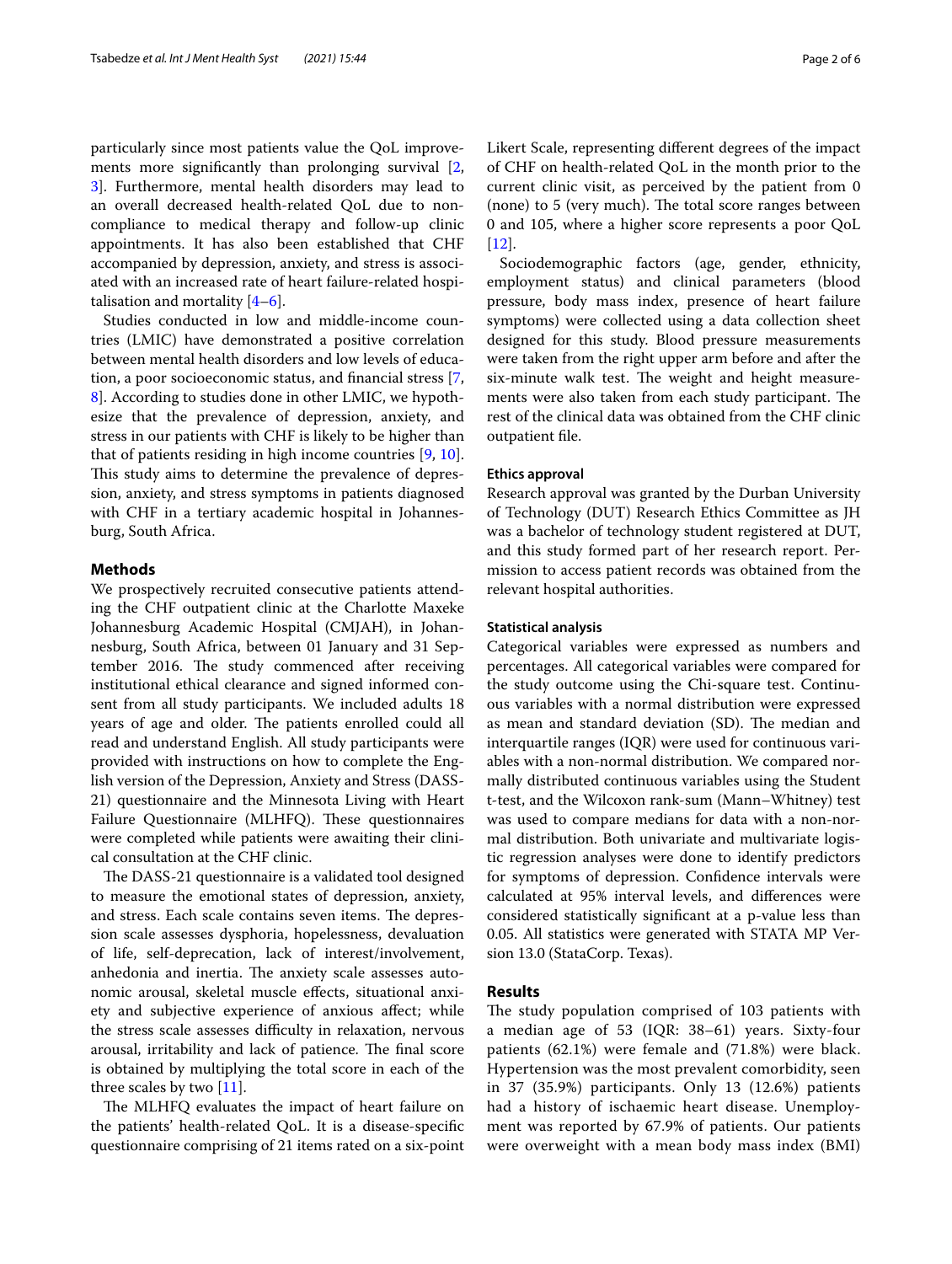particularly since most patients value the QoL improvements more significantly than prolonging survival [2, 3]. Furthermore, mental health disorders may lead to an overall decreased health-related QoL due to non-compliance to medical therapy and follow-up clinic appointments. It has also been established that CHF accompanied by depression, anxiety, and stress is associated with an increased rate of heart failure-related hospitalisation and mortality [4–6].

Studies conducted in low and middle-income countries (LMIC) have demonstrated a positive correlation between mental health disorders and low levels of education, a poor socioeconomic status, and financial stress [7, 8]. According to studies done in other LMIC, we hypothesize that the prevalence of depression, anxiety, and stress in our patients with CHF is likely to be higher than that of patients residing in high income countries [9, 10]. This study aims to determine the prevalence of depression, anxiety, and stress symptoms in patients diagnosed with CHF in a tertiary academic hospital in Johannesburg, South Africa.

## Methods

We prospectively recruited consecutive patients attending the CHF outpatient clinic at the Charlotte Maxeke Johannesburg Academic Hospital (CMJAH), in Johannesburg, South Africa, between 01 January and 31 September 2016. The study commenced after receiving institutional ethical clearance and signed informed consent from all study participants. We included adults 18 years of age and older. The patients enrolled could all read and understand English. All study participants were provided with instructions on how to complete the English version of the Depression, Anxiety and Stress (DASS-21) questionnaire and the Minnesota Living with Heart Failure Questionnaire (MLHFQ). These questionnaires were completed while patients were awaiting their clinical consultation at the CHF clinic.

The DASS-21 questionnaire is a validated tool designed to measure the emotional states of depression, anxiety, and stress. Each scale contains seven items. The depression scale assesses dysphoria, hopelessness, devaluation of life, self-deprecation, lack of interest/involvement, anhedonia and inertia. The anxiety scale assesses autonomic arousal, skeletal muscle effects, situational anxiety and subjective experience of anxious affect; while the stress scale assesses difficulty in relaxation, nervous arousal, irritability and lack of patience. The final score is obtained by multiplying the total score in each of the three scales by two [11].

The MLHFQ evaluates the impact of heart failure on the patients' health-related QoL. It is a disease-specific questionnaire comprising of 21 items rated on a six-point Likert Scale, representing different degrees of the impact of CHF on health-related QoL in the month prior to the current clinic visit, as perceived by the patient from 0 (none) to 5 (very much). The total score ranges between 0 and 105, where a higher score represents a poor QoL [12].

Sociodemographic factors (age, gender, ethnicity, employment status) and clinical parameters (blood pressure, body mass index, presence of heart failure symptoms) were collected using a data collection sheet designed for this study. Blood pressure measurements were taken from the right upper arm before and after the six-minute walk test. The weight and height measurements were also taken from each study participant. The rest of the clinical data was obtained from the CHF clinic outpatient file.

### Ethics approval

Research approval was granted by the Durban University of Technology (DUT) Research Ethics Committee as JH was a bachelor of technology student registered at DUT, and this study formed part of her research report. Permission to access patient records was obtained from the relevant hospital authorities.

### Statistical analysis

Categorical variables were expressed as numbers and percentages. All categorical variables were compared for the study outcome using the Chi-square test. Continuous variables with a normal distribution were expressed as mean and standard deviation (SD). The median and interquartile ranges (IQR) were used for continuous variables with a non-normal distribution. We compared normally distributed continuous variables using the Student t-test, and the Wilcoxon rank-sum (Mann–Whitney) test was used to compare medians for data with a non-normal distribution. Both univariate and multivariate logistic regression analyses were done to identify predictors for symptoms of depression. Confidence intervals were calculated at 95% interval levels, and differences were considered statistically significant at a p-value less than 0.05. All statistics were generated with STATA MP Version 13.0 (StataCorp. Texas).

## Results

The study population comprised of 103 patients with a median age of 53 (IQR: 38–61) years. Sixty-four patients (62.1%) were female and (71.8%) were black. Hypertension was the most prevalent comorbidity, seen in 37 (35.9%) participants. Only 13 (12.6%) patients had a history of ischaemic heart disease. Unemployment was reported by 67.9% of patients. Our patients were overweight with a mean body mass index (BMI)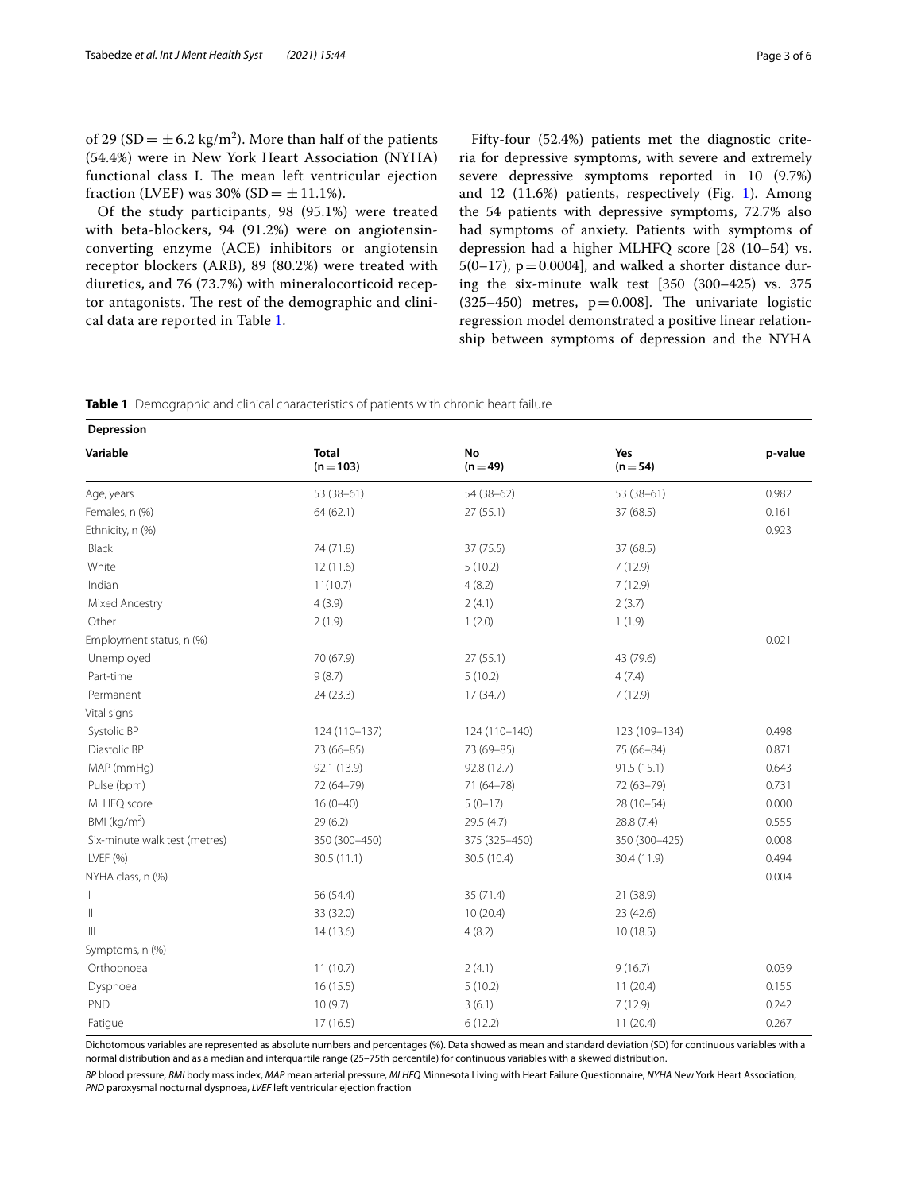of 29 (SD = ± 6.2 kg/m$^2$). More than half of the patients (54.4%) were in New York Heart Association (NYHA) functional class I. The mean left ventricular ejection fraction (LVEF) was 30% (SD = ± 11.1%).

Of the study participants, 98 (95.1%) were treated with beta-blockers, 94 (91.2%) were on angiotensin-converting enzyme (ACE) inhibitors or angiotensin receptor blockers (ARB), 89 (80.2%) were treated with diuretics, and 76 (73.7%) with mineralocorticoid receptor antagonists. The rest of the demographic and clinical data are reported in Table 1.

Fifty-four (52.4%) patients met the diagnostic criteria for depressive symptoms, with severe and extremely severe depressive symptoms reported in 10 (9.7%) and 12 (11.6%) patients, respectively (Fig. 1). Among the 54 patients with depressive symptoms, 72.7% also had symptoms of anxiety. Patients with symptoms of depression had a higher MLHFQ score [28 (10–54) vs. 5(0–17), p = 0.0004], and walked a shorter distance during the six-minute walk test [350 (300–425) vs. 375 (325–450) metres, p = 0.008]. The univariate logistic regression model demonstrated a positive linear relationship between symptoms of depression and the NYHA

**Table 1** Demographic and clinical characteristics of patients with chronic heart failure

| Depression | | | | |
|---|---|---|---|---|
| **Variable** | **Total (n = 103)** | **No (n = 49)** | **Yes (n = 54)** | **p-value** |
| Age, years | 53 (38–61) | 54 (38–62) | 53 (38–61) | 0.982 |
| Females, n (%) | 64 (62.1) | 27 (55.1) | 37 (68.5) | 0.161 |
| Ethnicity, n (%) | | | | 0.923 |
| Black | 74 (71.8) | 37 (75.5) | 37 (68.5) | |
| White | 12 (11.6) | 5 (10.2) | 7 (12.9) | |
| Indian | 11(10.7) | 4 (8.2) | 7 (12.9) | |
| Mixed Ancestry | 4 (3.9) | 2 (4.1) | 2 (3.7) | |
| Other | 2 (1.9) | 1 (2.0) | 1 (1.9) | |
| Employment status, n (%) | | | | 0.021 |
| Unemployed | 70 (67.9) | 27 (55.1) | 43 (79.6) | |
| Part-time | 9 (8.7) | 5 (10.2) | 4 (7.4) | |
| Permanent | 24 (23.3) | 17 (34.7) | 7 (12.9) | |
| Vital signs | | | | |
| Systolic BP | 124 (110–137) | 124 (110–140) | 123 (109–134) | 0.498 |
| Diastolic BP | 73 (66–85) | 73 (69–85) | 75 (66–84) | 0.871 |
| MAP (mmHg) | 92.1 (13.9) | 92.8 (12.7) | 91.5 (15.1) | 0.643 |
| Pulse (bpm) | 72 (64–79) | 71 (64–78) | 72 (63–79) | 0.731 |
| MLHFQ score | 16 (0–40) | 5 (0–17) | 28 (10–54) | 0.000 |
| BMI (kg/m$^2$) | 29 (6.2) | 29.5 (4.7) | 28.8 (7.4) | 0.555 |
| Six-minute walk test (metres) | 350 (300–450) | 375 (325–450) | 350 (300–425) | 0.008 |
| LVEF (%) | 30.5 (11.1) | 30.5 (10.4) | 30.4 (11.9) | 0.494 |
| NYHA class, n (%) | | | | 0.004 |
| I | 56 (54.4) | 35 (71.4) | 21 (38.9) | |
| II | 33 (32.0) | 10 (20.4) | 23 (42.6) | |
| III | 14 (13.6) | 4 (8.2) | 10 (18.5) | |
| Symptoms, n (%) | | | | |
| Orthopnoea | 11 (10.7) | 2 (4.1) | 9 (16.7) | 0.039 |
| Dyspnoea | 16 (15.5) | 5 (10.2) | 11 (20.4) | 0.155 |
| PND | 10 (9.7) | 3 (6.1) | 7 (12.9) | 0.242 |
| Fatigue | 17 (16.5) | 6 (12.2) | 11 (20.4) | 0.267 |

Dichotomous variables are represented as absolute numbers and percentages (%). Data showed as mean and standard deviation (SD) for continuous variables with a normal distribution and as a median and interquartile range (25–75th percentile) for continuous variables with a skewed distribution.

*BP* blood pressure, *BMI* body mass index, *MAP* mean arterial pressure, *MLHFQ* Minnesota Living with Heart Failure Questionnaire, *NYHA* New York Heart Association, *PND* paroxysmal nocturnal dyspnoea, *LVEF* left ventricular ejection fraction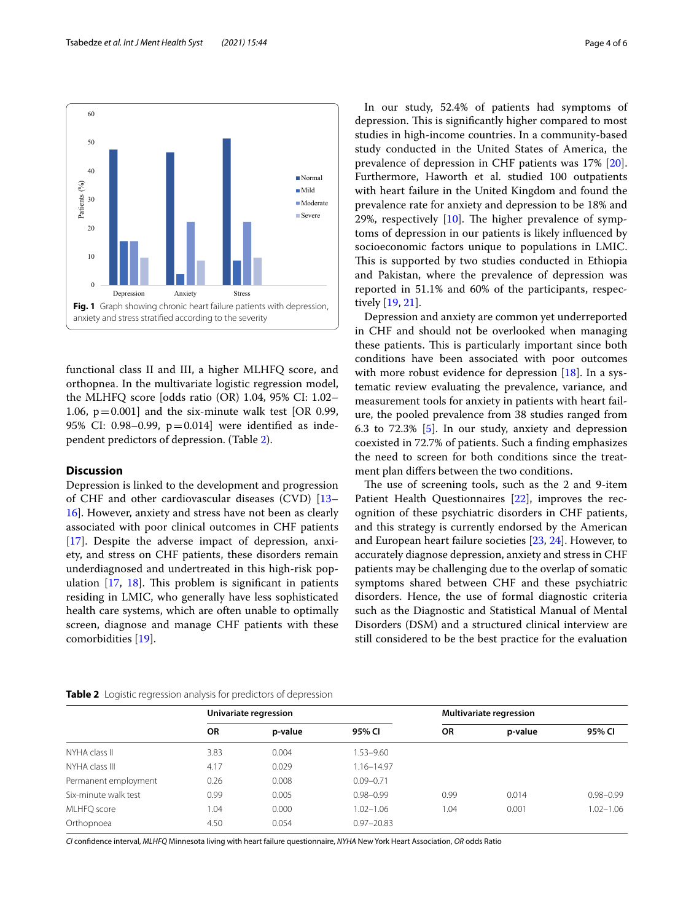Fig. 1 Graph showing chronic heart failure patients with depression, anxiety and stress stratified according to the severity

functional class II and III, a higher MLHFQ score, and orthopnea. In the multivariate logistic regression model, the MLHFQ score [odds ratio (OR) 1.04, 95% CI: 1.02–1.06, p = 0.001] and the six-minute walk test [OR 0.99, 95% CI: 0.98–0.99, p = 0.014] were identified as independent predictors of depression. (Table 2).

## Discussion

Depression is linked to the development and progression of CHF and other cardiovascular diseases (CVD) [13–16]. However, anxiety and stress have not been as clearly associated with poor clinical outcomes in CHF patients [17]. Despite the adverse impact of depression, anxiety, and stress on CHF patients, these disorders remain underdiagnosed and undertreated in this high-risk population [17, 18]. This problem is significant in patients residing in LMIC, who generally have less sophisticated health care systems, which are often unable to optimally screen, diagnose and manage CHF patients with these comorbidities [19].

In our study, 52.4% of patients had symptoms of depression. This is significantly higher compared to most studies in high-income countries. In a community-based study conducted in the United States of America, the prevalence of depression in CHF patients was 17% [20]. Furthermore, Haworth et al. studied 100 outpatients with heart failure in the United Kingdom and found the prevalence rate for anxiety and depression to be 18% and 29%, respectively [10]. The higher prevalence of symptoms of depression in our patients is likely influenced by socioeconomic factors unique to populations in LMIC. This is supported by two studies conducted in Ethiopia and Pakistan, where the prevalence of depression was reported in 51.1% and 60% of the participants, respectively [19, 21].

Depression and anxiety are common yet underreported in CHF and should not be overlooked when managing these patients. This is particularly important since both conditions have been associated with poor outcomes with more robust evidence for depression [18]. In a systematic review evaluating the prevalence, variance, and measurement tools for anxiety in patients with heart failure, the pooled prevalence from 38 studies ranged from 6.3 to 72.3% [5]. In our study, anxiety and depression coexisted in 72.7% of patients. Such a finding emphasizes the need to screen for both conditions since the treatment plan differs between the two conditions.

The use of screening tools, such as the 2 and 9-item Patient Health Questionnaires [22], improves the recognition of these psychiatric disorders in CHF patients, and this strategy is currently endorsed by the American and European heart failure societies [23, 24]. However, to accurately diagnose depression, anxiety and stress in CHF patients may be challenging due to the overlap of somatic symptoms shared between CHF and these psychiatric disorders. Hence, the use of formal diagnostic criteria such as the Diagnostic and Statistical Manual of Mental Disorders (DSM) and a structured clinical interview are still considered to be the best practice for the evaluation

**Table 2** Logistic regression analysis for predictors of depression

| | Univariate regression | | | Multivariate regression | | |
|---|---|---|---|---|---|---|
| | OR | p-value | 95% CI | OR | p-value | 95% CI |
| NYHA class II | 3.83 | 0.004 | 1.53–9.60 | | | |
| NYHA class III | 4.17 | 0.029 | 1.16–14.97 | | | |
| Permanent employment | 0.26 | 0.008 | 0.09–0.71 | | | |
| Six-minute walk test | 0.99 | 0.005 | 0.98–0.99 | 0.99 | 0.014 | 0.98–0.99 |
| MLHFQ score | 1.04 | 0.000 | 1.02–1.06 | 1.04 | 0.001 | 1.02–1.06 |
| Orthopnoea | 4.50 | 0.054 | 0.97–20.83 | | | |

*CI* confidence interval, *MLHFQ* Minnesota living with heart failure questionnaire, *NYHA* New York Heart Association, *OR* odds Ratio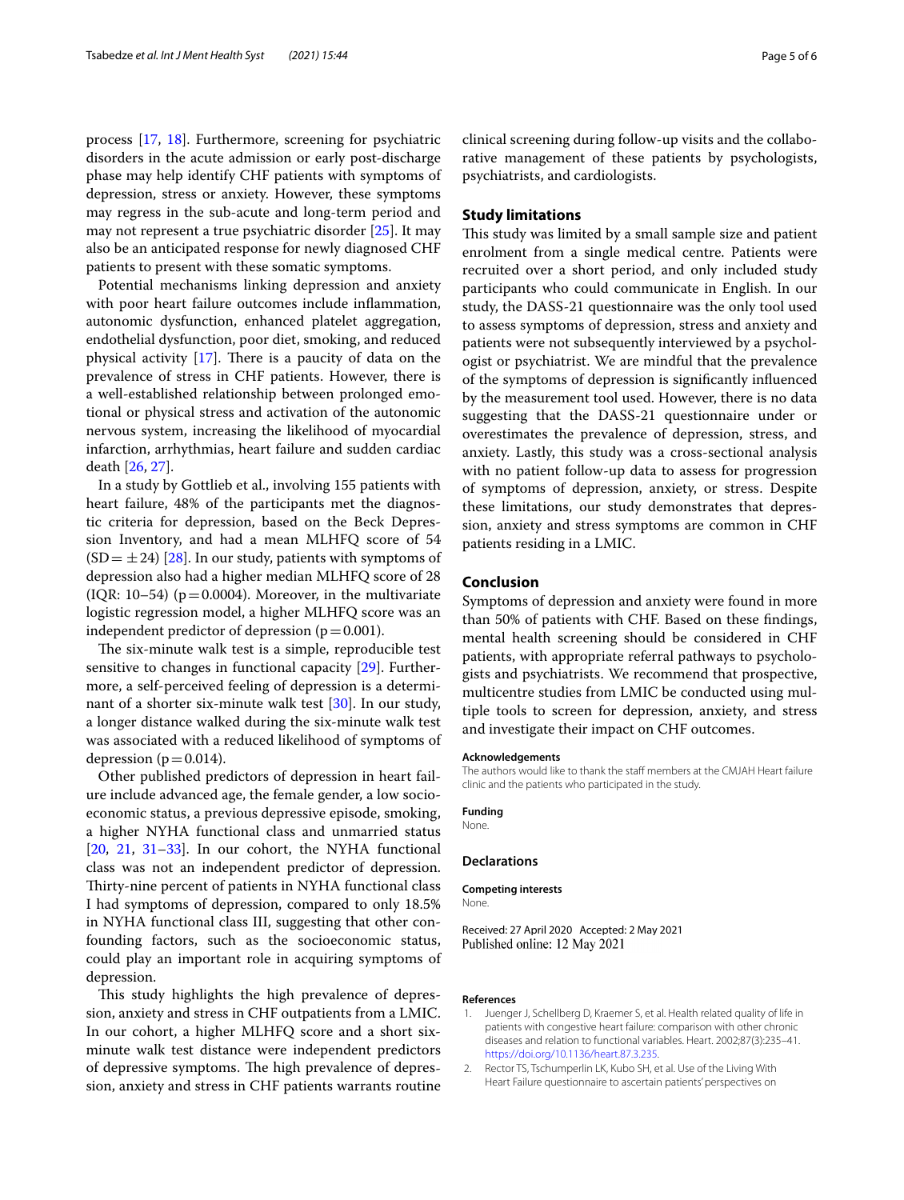process [17, 18]. Furthermore, screening for psychiatric disorders in the acute admission or early post-discharge phase may help identify CHF patients with symptoms of depression, stress or anxiety. However, these symptoms may regress in the sub-acute and long-term period and may not represent a true psychiatric disorder [25]. It may also be an anticipated response for newly diagnosed CHF patients to present with these somatic symptoms.

Potential mechanisms linking depression and anxiety with poor heart failure outcomes include inflammation, autonomic dysfunction, enhanced platelet aggregation, endothelial dysfunction, poor diet, smoking, and reduced physical activity [17]. There is a paucity of data on the prevalence of stress in CHF patients. However, there is a well-established relationship between prolonged emotional or physical stress and activation of the autonomic nervous system, increasing the likelihood of myocardial infarction, arrhythmias, heart failure and sudden cardiac death [26, 27].

In a study by Gottlieb et al., involving 155 patients with heart failure, 48% of the participants met the diagnostic criteria for depression, based on the Beck Depression Inventory, and had a mean MLHFQ score of 54 (SD = ±24) [28]. In our study, patients with symptoms of depression also had a higher median MLHFQ score of 28 (IQR: 10–54) (p = 0.0004). Moreover, in the multivariate logistic regression model, a higher MLHFQ score was an independent predictor of depression (p = 0.001).

The six-minute walk test is a simple, reproducible test sensitive to changes in functional capacity [29]. Furthermore, a self-perceived feeling of depression is a determinant of a shorter six-minute walk test [30]. In our study, a longer distance walked during the six-minute walk test was associated with a reduced likelihood of symptoms of depression (p = 0.014).

Other published predictors of depression in heart failure include advanced age, the female gender, a low socioeconomic status, a previous depressive episode, smoking, a higher NYHA functional class and unmarried status [20, 21, 31–33]. In our cohort, the NYHA functional class was not an independent predictor of depression. Thirty-nine percent of patients in NYHA functional class I had symptoms of depression, compared to only 18.5% in NYHA functional class III, suggesting that other confounding factors, such as the socioeconomic status, could play an important role in acquiring symptoms of depression.

This study highlights the high prevalence of depression, anxiety and stress in CHF outpatients from a LMIC. In our cohort, a higher MLHFQ score and a short six-minute walk test distance were independent predictors of depressive symptoms. The high prevalence of depression, anxiety and stress in CHF patients warrants routine clinical screening during follow-up visits and the collaborative management of these patients by psychologists, psychiatrists, and cardiologists.

## Study limitations

This study was limited by a small sample size and patient enrolment from a single medical centre. Patients were recruited over a short period, and only included study participants who could communicate in English. In our study, the DASS-21 questionnaire was the only tool used to assess symptoms of depression, stress and anxiety and patients were not subsequently interviewed by a psychologist or psychiatrist. We are mindful that the prevalence of the symptoms of depression is significantly influenced by the measurement tool used. However, there is no data suggesting that the DASS-21 questionnaire under or overestimates the prevalence of depression, stress, and anxiety. Lastly, this study was a cross-sectional analysis with no patient follow-up data to assess for progression of symptoms of depression, anxiety, or stress. Despite these limitations, our study demonstrates that depression, anxiety and stress symptoms are common in CHF patients residing in a LMIC.

## Conclusion

Symptoms of depression and anxiety were found in more than 50% of patients with CHF. Based on these findings, mental health screening should be considered in CHF patients, with appropriate referral pathways to psychologists and psychiatrists. We recommend that prospective, multicentre studies from LMIC be conducted using multiple tools to screen for depression, anxiety, and stress and investigate their impact on CHF outcomes.

#### Acknowledgements

The authors would like to thank the staff members at the CMJAH Heart failure clinic and the patients who participated in the study.

#### Funding

None.

### Declarations

#### Competing interests

None.

Received: 27 April 2020 Accepted: 2 May 2021
Published online: 12 May 2021

#### References

1. Juenger J, Schellberg D, Kraemer S, et al. Health related quality of life in patients with congestive heart failure: comparison with other chronic diseases and relation to functional variables. Heart. 2002;87(3):235–41. https://doi.org/10.1136/heart.87.3.235.
2. Rector TS, Tschumperlin LK, Kubo SH, et al. Use of the Living With Heart Failure questionnaire to ascertain patients' perspectives on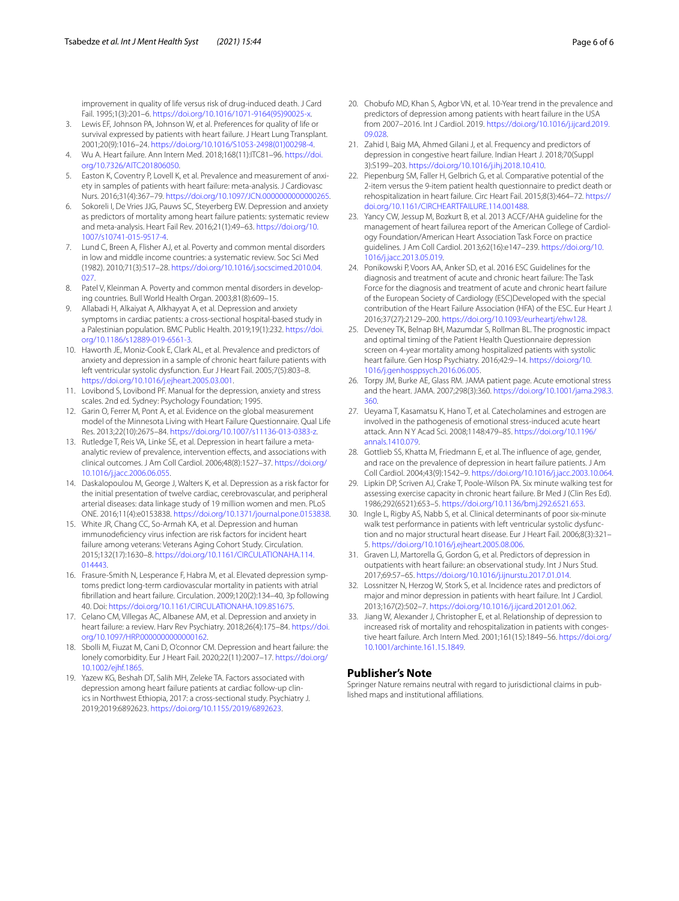improvement in quality of life versus risk of drug-induced death. J Card Fail. 1995;1(3):201–6. https://doi.org/10.1016/1071-9164(95)90025-x.

3. Lewis EF, Johnson PA, Johnson W, et al. Preferences for quality of life or survival expressed by patients with heart failure. J Heart Lung Transplant. 2001;20(9):1016–24. https://doi.org/10.1016/S1053-2498(01)00298-4.
4. Wu A. Heart failure. Ann Intern Med. 2018;168(11):ITC81–96. https://doi.org/10.7326/AITC201806050.
5. Easton K, Coventry P, Lovell K, et al. Prevalence and measurement of anxiety in samples of patients with heart failure: meta-analysis. J Cardiovasc Nurs. 2016;31(4):367–79. https://doi.org/10.1097/JCN.0000000000000265.
6. Sokoreli I, De Vries JJG, Pauws SC, Steyerberg EW. Depression and anxiety as predictors of mortality among heart failure patients: systematic review and meta-analysis. Heart Fail Rev. 2016;21(1):49–63. https://doi.org/10.1007/s10741-015-9517-4.
7. Lund C, Breen A, Flisher AJ, et al. Poverty and common mental disorders in low and middle income countries: a systematic review. Soc Sci Med (1982). 2010;71(3):517–28. https://doi.org/10.1016/j.socscimed.2010.04.027.
8. Patel V, Kleinman A. Poverty and common mental disorders in developing countries. Bull World Health Organ. 2003;81(8):609–15.
9. Allabadi H, Alkaiyat A, Alkhayyat A, et al. Depression and anxiety symptoms in cardiac patients: a cross-sectional hospital-based study in a Palestinian population. BMC Public Health. 2019;19(1):232. https://doi.org/10.1186/s12889-019-6561-3.
10. Haworth JE, Moniz-Cook E, Clark AL, et al. Prevalence and predictors of anxiety and depression in a sample of chronic heart failure patients with left ventricular systolic dysfunction. Eur J Heart Fail. 2005;7(5):803–8. https://doi.org/10.1016/j.ejheart.2005.03.001.
11. Lovibond S, Lovibond PF. Manual for the depression, anxiety and stress scales. 2nd ed. Sydney: Psychology Foundation; 1995.
12. Garin O, Ferrer M, Pont A, et al. Evidence on the global measurement model of the Minnesota Living with Heart Failure Questionnaire. Qual Life Res. 2013;22(10):2675–84. https://doi.org/10.1007/s11136-013-0383-z.
13. Rutledge T, Reis VA, Linke SE, et al. Depression in heart failure a meta-analytic review of prevalence, intervention effects, and associations with clinical outcomes. J Am Coll Cardiol. 2006;48(8):1527–37. https://doi.org/10.1016/j.jacc.2006.06.055.
14. Daskalopoulou M, George J, Walters K, et al. Depression as a risk factor for the initial presentation of twelve cardiac, cerebrovascular, and peripheral arterial diseases: data linkage study of 19 million women and men. PLoS ONE. 2016;11(4):e0153838. https://doi.org/10.1371/journal.pone.0153838.
15. White JR, Chang CC, So-Armah KA, et al. Depression and human immunodeficiency virus infection are risk factors for incident heart failure among veterans: Veterans Aging Cohort Study. Circulation. 2015;132(17):1630–8. https://doi.org/10.1161/CIRCULATIONAHA.114.014443.
16. Frasure-Smith N, Lesperance F, Habra M, et al. Elevated depression symptoms predict long-term cardiovascular mortality in patients with atrial fibrillation and heart failure. Circulation. 2009;120(2):134–40, 3p following 40. Doi: https://doi.org/10.1161/CIRCULATIONAHA.109.851675.
17. Celano CM, Villegas AC, Albanese AM, et al. Depression and anxiety in heart failure: a review. Harv Rev Psychiatry. 2018;26(4):175–84. https://doi.org/10.1097/HRP.0000000000000162.
18. Sbolli M, Fiuzat M, Cani D, O'connor CM. Depression and heart failure: the lonely comorbidity. Eur J Heart Fail. 2020;22(11):2007–17. https://doi.org/10.1002/ejhf.1865.
19. Yazew KG, Beshah DT, Salih MH, Zeleke TA. Factors associated with depression among heart failure patients at cardiac follow-up clinics in Northwest Ethiopia, 2017: a cross-sectional study. Psychiatry J. 2019;2019:6892623. https://doi.org/10.1155/2019/6892623.
20. Chobufo MD, Khan S, Agbor VN, et al. 10-Year trend in the prevalence and predictors of depression among patients with heart failure in the USA from 2007–2016. Int J Cardiol. 2019. https://doi.org/10.1016/j.ijcard.2019.09.028.
21. Zahid I, Baig MA, Ahmed Gilani J, et al. Frequency and predictors of depression in congestive heart failure. Indian Heart J. 2018;70(Suppl 3):S199–203. https://doi.org/10.1016/j.ihj.2018.10.410.
22. Piepenburg SM, Faller H, Gelbrich G, et al. Comparative potential of the 2-item versus the 9-item patient health questionnaire to predict death or rehospitalization in heart failure. Circ Heart Fail. 2015;8(3):464–72. https://doi.org/10.1161/CIRCHEARTFAILURE.114.001488.
23. Yancy CW, Jessup M, Bozkurt B, et al. 2013 ACCF/AHA guideline for the management of heart failurea report of the American College of Cardiology Foundation/American Heart Association Task Force on practice guidelines. J Am Coll Cardiol. 2013;62(16):e147–239. https://doi.org/10.1016/j.jacc.2013.05.019.
24. Ponikowski P, Voors AA, Anker SD, et al. 2016 ESC Guidelines for the diagnosis and treatment of acute and chronic heart failure: The Task Force for the diagnosis and treatment of acute and chronic heart failure of the European Society of Cardiology (ESC)Developed with the special contribution of the Heart Failure Association (HFA) of the ESC. Eur Heart J. 2016;37(27):2129–200. https://doi.org/10.1093/eurheartj/ehw128.
25. Deveney TK, Belnap BH, Mazumdar S, Rollman BL. The prognostic impact and optimal timing of the Patient Health Questionnaire depression screen on 4-year mortality among hospitalized patients with systolic heart failure. Gen Hosp Psychiatry. 2016;42:9–14. https://doi.org/10.1016/j.genhosppsych.2016.06.005.
26. Torpy JM, Burke AE, Glass RM. JAMA patient page. Acute emotional stress and the heart. JAMA. 2007;298(3):360. https://doi.org/10.1001/jama.298.3.360.
27. Ueyama T, Kasamatsu K, Hano T, et al. Catecholamines and estrogen are involved in the pathogenesis of emotional stress-induced acute heart attack. Ann N Y Acad Sci. 2008;1148:479–85. https://doi.org/10.1196/annals.1410.079.
28. Gottlieb SS, Khatta M, Friedmann E, et al. The influence of age, gender, and race on the prevalence of depression in heart failure patients. J Am Coll Cardiol. 2004;43(9):1542–9. https://doi.org/10.1016/j.jacc.2003.10.064.
29. Lipkin DP, Scriven AJ, Crake T, Poole-Wilson PA. Six minute walking test for assessing exercise capacity in chronic heart failure. Br Med J (Clin Res Ed). 1986;292(6521):653–5. https://doi.org/10.1136/bmj.292.6521.653.
30. Ingle L, Rigby AS, Nabb S, et al. Clinical determinants of poor six-minute walk test performance in patients with left ventricular systolic dysfunction and no major structural heart disease. Eur J Heart Fail. 2006;8(3):321–5. https://doi.org/10.1016/j.ejheart.2005.08.006.
31. Graven LJ, Martorella G, Gordon G, et al. Predictors of depression in outpatients with heart failure: an observational study. Int J Nurs Stud. 2017;69:57–65. https://doi.org/10.1016/j.ijnurstu.2017.01.014.
32. Lossnitzer N, Herzog W, Stork S, et al. Incidence rates and predictors of major and minor depression in patients with heart failure. Int J Cardiol. 2013;167(2):502–7. https://doi.org/10.1016/j.ijcard.2012.01.062.
33. Jiang W, Alexander J, Christopher E, et al. Relationship of depression to increased risk of mortality and rehospitalization in patients with congestive heart failure. Arch Intern Med. 2001;161(15):1849–56. https://doi.org/10.1001/archinte.161.15.1849.

## Publisher's Note

Springer Nature remains neutral with regard to jurisdictional claims in published maps and institutional affiliations.